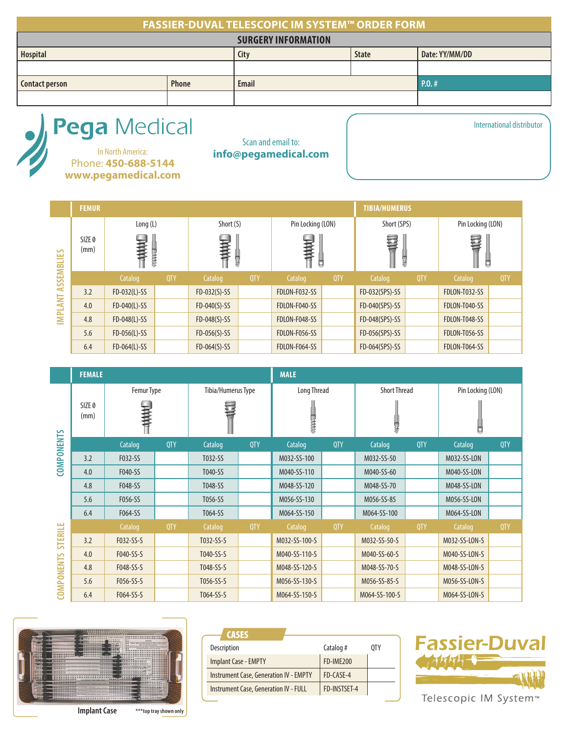# FASSIER-DUVAL TELESCOPIC IM SYSTEM™ ORDER FORM

## SURGERY INFORMATION

| Hospital | | City | State | Date: YY/MM/DD |
|---|---|---|---|---|
| | | | | |
| **Contact person** | **Phone** | **Email** | | **P.O. #** |
| | | | | |

**Pega Medical**

In North America:
Phone: **450-688-5144**
**www.pegamedical.com**

Scan and email to:
**info@pegamedical.com**

International distributor

## IMPLANT ASSEMBLIES

| | FEMUR | | | | | | TIBIA/HUMERUS | | | |
|---|---|---|---|---|---|---|---|---|---|---|
| SIZE Ø (mm) | Long (L) | | Short (S) | | Pin Locking (LON) | | Short (SPS) | | Pin Locking (LON) | |
| | Catalog | QTY | Catalog | QTY | Catalog | QTY | Catalog | QTY | Catalog | QTY |
| 3.2 | FD-032(L)-SS | | FD-032(S)-SS | | FDLON-F032-SS | | FD-032(SPS)-SS | | FDLON-T032-SS | |
| 4.0 | FD-040(L)-SS | | FD-040(S)-SS | | FDLON-F040-SS | | FD-040(SPS)-SS | | FDLON-T040-SS | |
| 4.8 | FD-048(L)-SS | | FD-048(S)-SS | | FDLON-F048-SS | | FD-048(SPS)-SS | | FDLON-T048-SS | |
| 5.6 | FD-056(L)-SS | | FD-056(S)-SS | | FDLON-F056-SS | | FD-056(SPS)-SS | | FDLON-T056-SS | |
| 6.4 | FD-064(L)-SS | | FD-064(S)-SS | | FDLON-F064-SS | | FD-064(SPS)-SS | | FDLON-T064-SS | |

## COMPONENTS

| | FEMALE | | | | MALE | | | | | |
|---|---|---|---|---|---|---|---|---|---|---|
| SIZE Ø (mm) | Femur Type | | Tibia/Humerus Type | | Long Thread | | Short Thread | | Pin Locking (LON) | |
| | Catalog | QTY | Catalog | QTY | Catalog | QTY | Catalog | QTY | Catalog | QTY |
| 3.2 | F032-SS | | T032-SS | | M032-SS-100 | | M032-SS-50 | | M032-SS-LON | |
| 4.0 | F040-SS | | T040-SS | | M040-SS-110 | | M040-SS-60 | | M040-SS-LON | |
| 4.8 | F048-SS | | T048-SS | | M048-SS-120 | | M048-SS-70 | | M048-SS-LON | |
| 5.6 | F056-SS | | T056-SS | | M056-SS-130 | | M056-SS-85 | | M056-SS-LON | |
| 6.4 | F064-SS | | T064-SS | | M064-SS-150 | | M064-SS-100 | | M064-SS-LON | |

## COMPONENTS STERILE

| SIZE Ø (mm) | Catalog | QTY | Catalog | QTY | Catalog | QTY | Catalog | QTY | Catalog | QTY |
|---|---|---|---|---|---|---|---|---|---|---|
| 3.2 | F032-SS-S | | T032-SS-S | | M032-SS-100-S | | M032-SS-50-S | | M032-SS-LON-S | |
| 4.0 | F040-SS-S | | T040-SS-S | | M040-SS-110-S | | M040-SS-60-S | | M040-SS-LON-S | |
| 4.8 | F048-SS-S | | T048-SS-S | | M048-SS-120-S | | M048-SS-70-S | | M048-SS-LON-S | |
| 5.6 | F056-SS-S | | T056-SS-S | | M056-SS-130-S | | M056-SS-85-S | | M056-SS-LON-S | |
| 6.4 | F064-SS-S | | T064-SS-S | | M064-SS-150-S | | M064-SS-100-S | | M064-SS-LON-S | |

**Implant Case** ***top tray shown only

## CASES

| Description | Catalog # | QTY |
|---|---|---|
| Implant Case - EMPTY | FD-IME200 | |
| Instrument Case, Generation IV - EMPTY | FD-CASE-4 | |
| Instrument Case, Generation IV - FULL | FD-INSTSET-4 | |

**Fassier-Duval**
Telescopic IM System™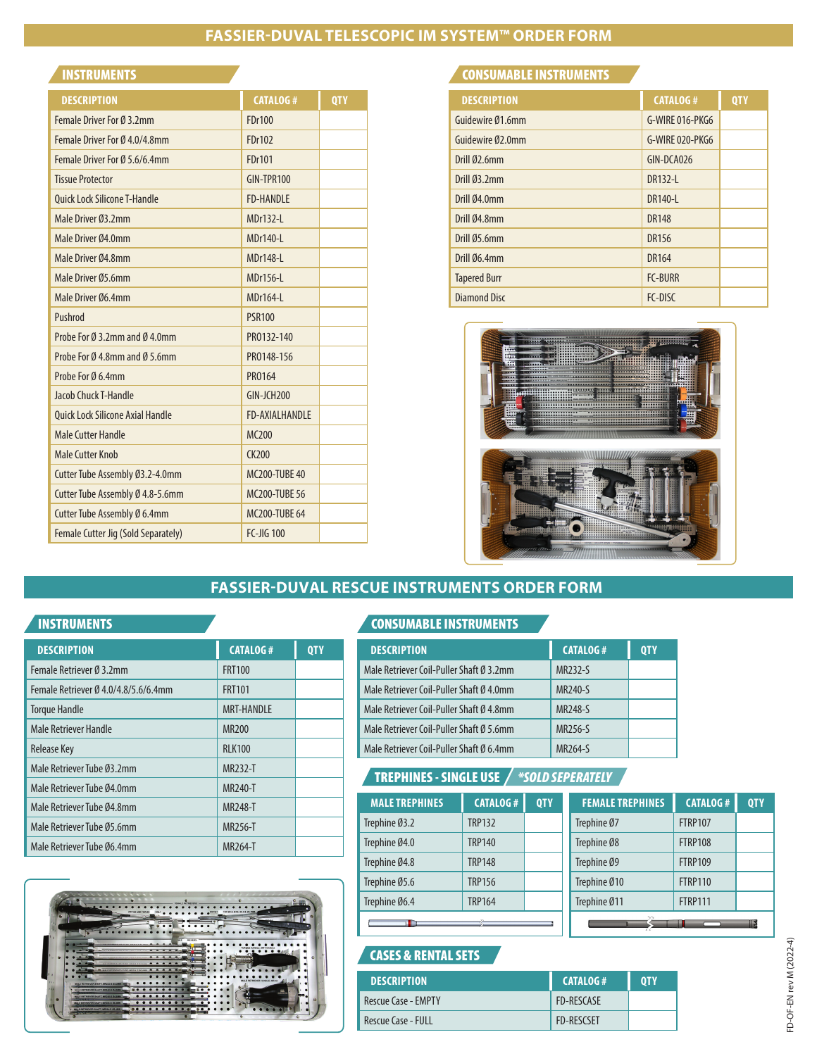# FASSIER-DUVAL TELESCOPIC IM SYSTEM™ ORDER FORM

## INSTRUMENTS

| DESCRIPTION | CATALOG # | QTY |
|---|---|---|
| Female Driver For Ø 3.2mm | FDr100 | |
| Female Driver For Ø 4.0/4.8mm | FDr102 | |
| Female Driver For Ø 5.6/6.4mm | FDr101 | |
| Tissue Protector | GIN-TPR100 | |
| Quick Lock Silicone T-Handle | FD-HANDLE | |
| Male Driver Ø3.2mm | MDr132-L | |
| Male Driver Ø4.0mm | MDr140-L | |
| Male Driver Ø4.8mm | MDr148-L | |
| Male Driver Ø5.6mm | MDr156-L | |
| Male Driver Ø6.4mm | MDr164-L | |
| Pushrod | PSR100 | |
| Probe For Ø 3.2mm and Ø 4.0mm | PRO132-140 | |
| Probe For Ø 4.8mm and Ø 5.6mm | PRO148-156 | |
| Probe For Ø 6.4mm | PRO164 | |
| Jacob Chuck T-Handle | GIN-JCH200 | |
| Quick Lock Silicone Axial Handle | FD-AXIALHANDLE | |
| Male Cutter Handle | MC200 | |
| Male Cutter Knob | CK200 | |
| Cutter Tube Assembly Ø3.2-4.0mm | MC200-TUBE 40 | |
| Cutter Tube Assembly Ø 4.8-5.6mm | MC200-TUBE 56 | |
| Cutter Tube Assembly Ø 6.4mm | MC200-TUBE 64 | |
| Female Cutter Jig (Sold Separately) | FC-JIG 100 | |

## CONSUMABLE INSTRUMENTS

| DESCRIPTION | CATALOG # | QTY |
|---|---|---|
| Guidewire Ø1.6mm | G-WIRE 016-PKG6 | |
| Guidewire Ø2.0mm | G-WIRE 020-PKG6 | |
| Drill Ø2.6mm | GIN-DCA026 | |
| Drill Ø3.2mm | DR132-L | |
| Drill Ø4.0mm | DR140-L | |
| Drill Ø4.8mm | DR148 | |
| Drill Ø5.6mm | DR156 | |
| Drill Ø6.4mm | DR164 | |
| Tapered Burr | FC-BURR | |
| Diamond Disc | FC-DISC | |

# FASSIER-DUVAL RESCUE INSTRUMENTS ORDER FORM

## INSTRUMENTS

| DESCRIPTION | CATALOG # | QTY |
|---|---|---|
| Female Retriever Ø 3.2mm | FRT100 | |
| Female Retriever Ø 4.0/4.8/5.6/6.4mm | FRT101 | |
| Torque Handle | MRT-HANDLE | |
| Male Retriever Handle | MR200 | |
| Release Key | RLK100 | |
| Male Retriever Tube Ø3.2mm | MR232-T | |
| Male Retriever Tube Ø4.0mm | MR240-T | |
| Male Retriever Tube Ø4.8mm | MR248-T | |
| Male Retriever Tube Ø5.6mm | MR256-T | |
| Male Retriever Tube Ø6.4mm | MR264-T | |

## CONSUMABLE INSTRUMENTS

| DESCRIPTION | CATALOG # | QTY |
|---|---|---|
| Male Retriever Coil-Puller Shaft Ø 3.2mm | MR232-S | |
| Male Retriever Coil-Puller Shaft Ø 4.0mm | MR240-S | |
| Male Retriever Coil-Puller Shaft Ø 4.8mm | MR248-S | |
| Male Retriever Coil-Puller Shaft Ø 5.6mm | MR256-S | |
| Male Retriever Coil-Puller Shaft Ø 6.4mm | MR264-S | |

## TREPHINES - SINGLE USE / *SOLD SEPERATELY*

| MALE TREPHINES | CATALOG # | QTY |
|---|---|---|
| Trephine Ø3.2 | TRP132 | |
| Trephine Ø4.0 | TRP140 | |
| Trephine Ø4.8 | TRP148 | |
| Trephine Ø5.6 | TRP156 | |
| Trephine Ø6.4 | TRP164 | |

| FEMALE TREPHINES | CATALOG # | QTY |
|---|---|---|
| Trephine Ø7 | FTRP107 | |
| Trephine Ø8 | FTRP108 | |
| Trephine Ø9 | FTRP109 | |
| Trephine Ø10 | FTRP110 | |
| Trephine Ø11 | FTRP111 | |

## CASES & RENTAL SETS

| DESCRIPTION | CATALOG # | QTY |
|---|---|---|
| Rescue Case - EMPTY | FD-RESCASE | |
| Rescue Case - FULL | FD-RESCSET | |

FD-OF-EN rev M (2022-4)